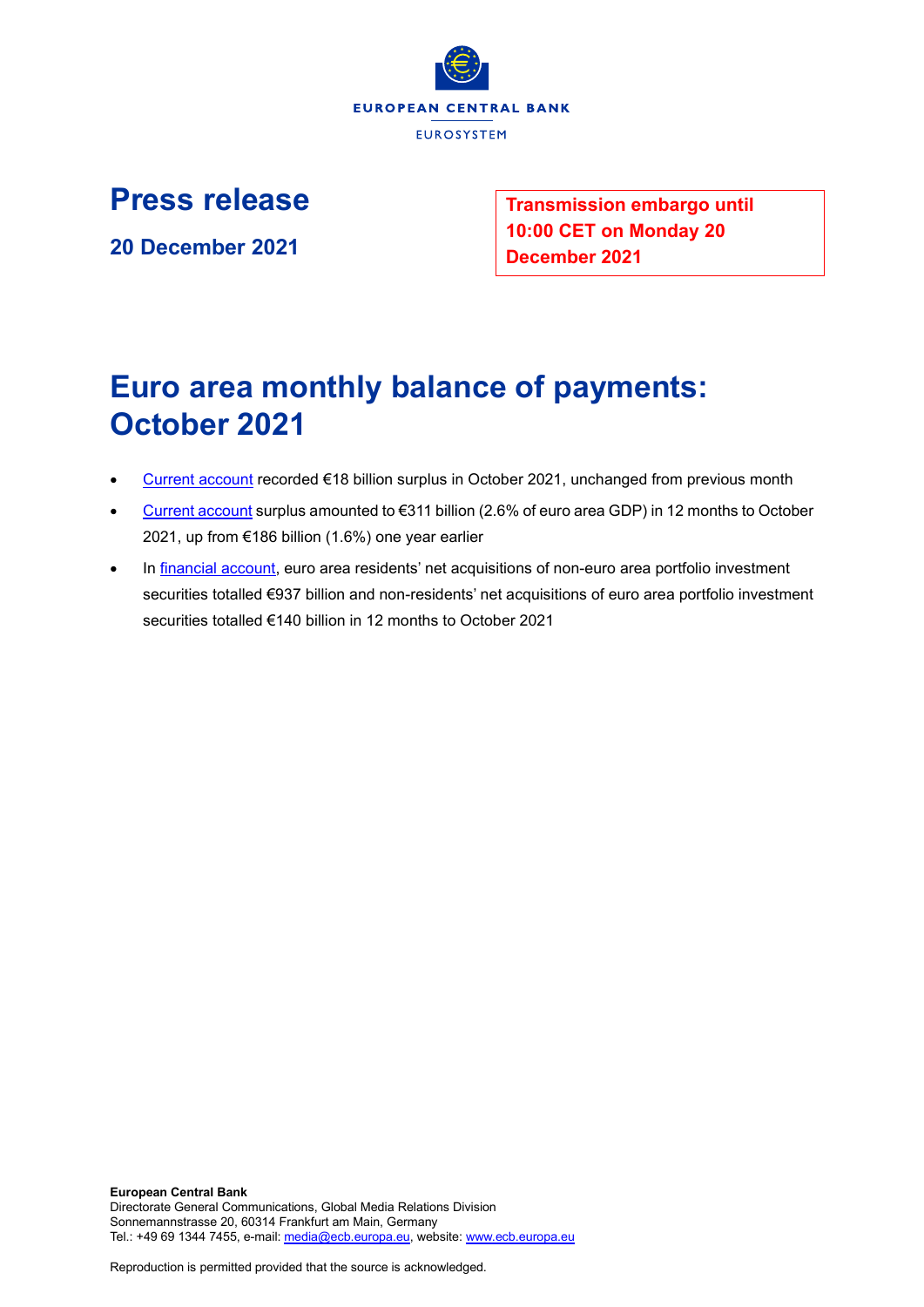EUROPEAN CENTRAL BANK

EUROSYSTEM

# Press release

**20 December 2021**

**Transmission embargo until 10:00 CET on Monday 20 December 2021**

# Euro area monthly balance of payments: October 2021

- Current account recorded €18 billion surplus in October 2021, unchanged from previous month
- Current account surplus amounted to €311 billion (2.6% of euro area GDP) in 12 months to October 2021, up from €186 billion (1.6%) one year earlier
- In financial account, euro area residents' net acquisitions of non-euro area portfolio investment securities totalled €937 billion and non-residents' net acquisitions of euro area portfolio investment securities totalled €140 billion in 12 months to October 2021

**European Central Bank**
Directorate General Communications, Global Media Relations Division
Sonnemannstrasse 20, 60314 Frankfurt am Main, Germany
Tel.: +49 69 1344 7455, e-mail: media@ecb.europa.eu, website: www.ecb.europa.eu

Reproduction is permitted provided that the source is acknowledged.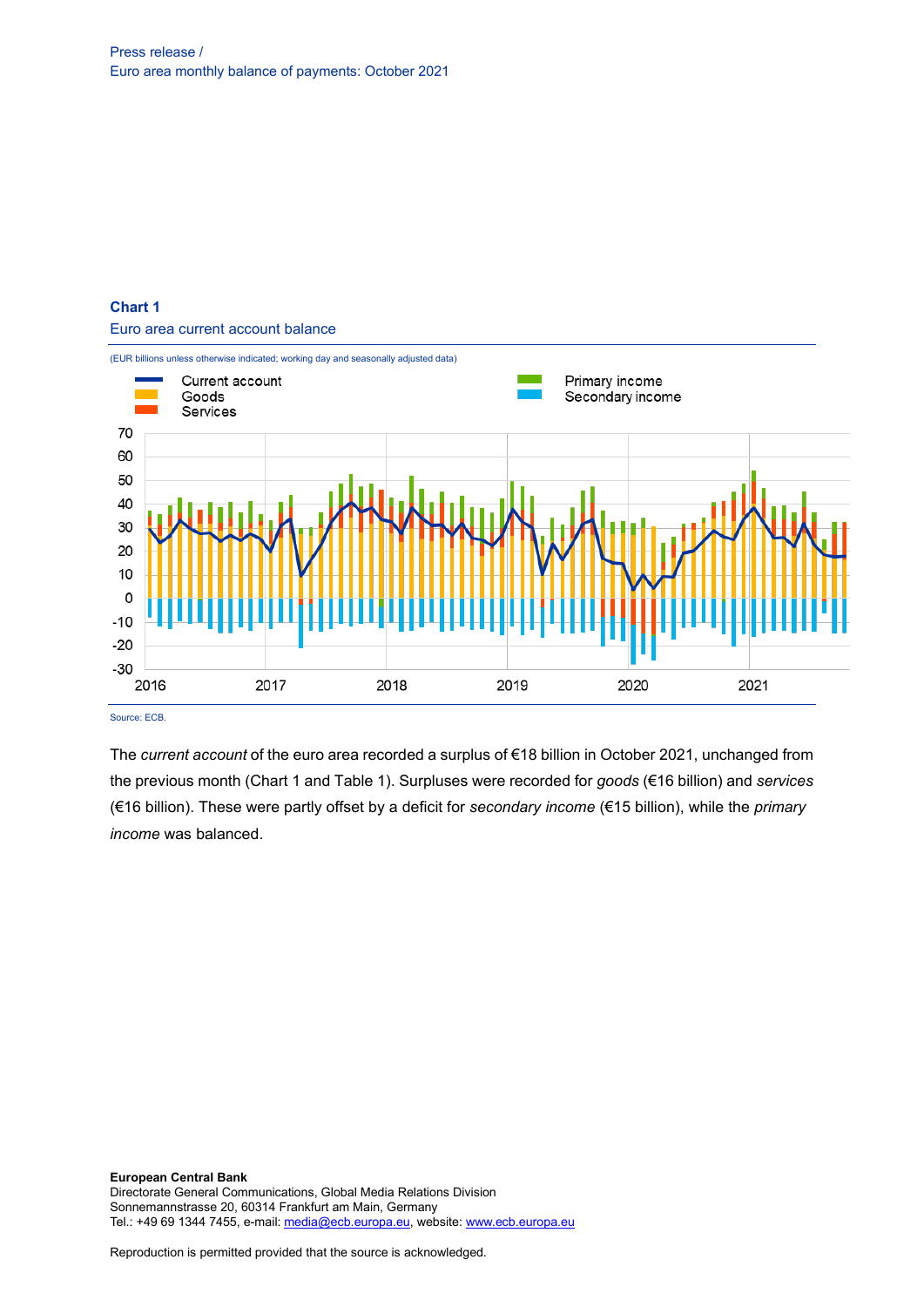**Chart 1**

Euro area current account balance

(EUR billions unless otherwise indicated; working day and seasonally adjusted data)

Source: ECB.

The *current account* of the euro area recorded a surplus of €18 billion in October 2021, unchanged from the previous month (Chart 1 and Table 1). Surpluses were recorded for *goods* (€16 billion) and *services* (€16 billion). These were partly offset by a deficit for *secondary income* (€15 billion), while the *primary income* was balanced.

**European Central Bank**
Directorate General Communications, Global Media Relations Division
Sonnemannstrasse 20, 60314 Frankfurt am Main, Germany
Tel.: +49 69 1344 7455, e-mail: [media@ecb.europa.eu](mailto:media@ecb.europa.eu), website: [www.ecb.europa.eu](http://www.ecb.europa.eu)

Reproduction is permitted provided that the source is acknowledged.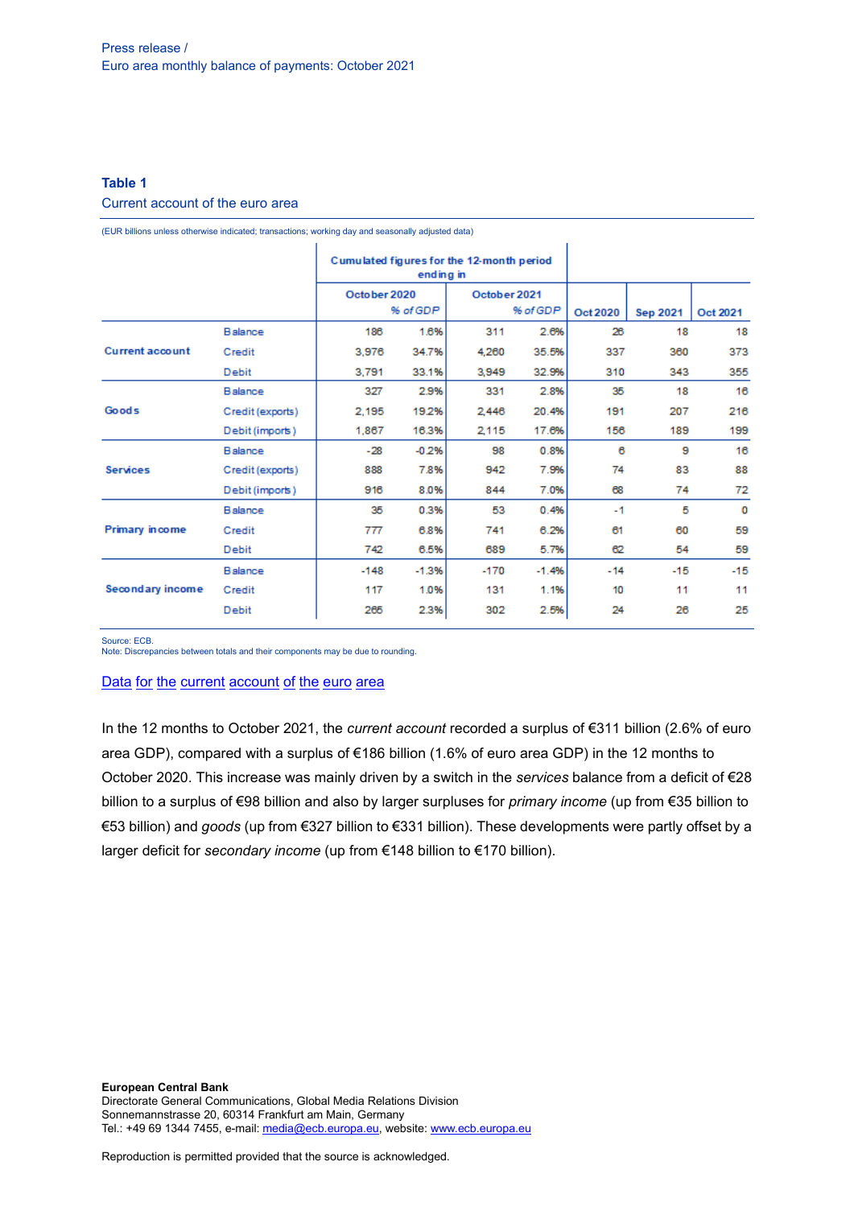Press release /
Euro area monthly balance of payments: October 2021

### Table 1

Current account of the euro area

(EUR billions unless otherwise indicated; transactions; working day and seasonally adjusted data)

| | | Cumulated figures for the 12-month period ending in | | | | | | |
|---|---|---|---|---|---|---|---|---|
| | | October 2020 | | October 2021 | | | | |
| | | | % of GDP | | % of GDP | Oct 2020 | Sep 2021 | Oct 2021 |
| Current account | Balance | 186 | 1.6% | 311 | 2.6% | 26 | 18 | 18 |
| | Credit | 3,976 | 34.7% | 4,260 | 35.5% | 337 | 360 | 373 |
| | Debit | 3,791 | 33.1% | 3,949 | 32.9% | 310 | 343 | 355 |
| Goods | Balance | 327 | 2.9% | 331 | 2.8% | 35 | 18 | 16 |
| | Credit (exports) | 2,195 | 19.2% | 2,446 | 20.4% | 191 | 207 | 216 |
| | Debit (imports) | 1,867 | 16.3% | 2,115 | 17.6% | 156 | 189 | 199 |
| Services | Balance | -28 | -0.2% | 98 | 0.8% | 6 | 9 | 16 |
| | Credit (exports) | 888 | 7.8% | 942 | 7.9% | 74 | 83 | 88 |
| | Debit (imports) | 916 | 8.0% | 844 | 7.0% | 68 | 74 | 72 |
| Primary income | Balance | 35 | 0.3% | 53 | 0.4% | -1 | 5 | 0 |
| | Credit | 777 | 6.8% | 741 | 6.2% | 61 | 60 | 59 |
| | Debit | 742 | 6.5% | 689 | 5.7% | 62 | 54 | 59 |
| Secondary income | Balance | -148 | -1.3% | -170 | -1.4% | -14 | -15 | -15 |
| | Credit | 117 | 1.0% | 131 | 1.1% | 10 | 11 | 11 |
| | Debit | 265 | 2.3% | 302 | 2.5% | 24 | 26 | 25 |

Source: ECB.
Note: Discrepancies between totals and their components may be due to rounding.

[Data for the current account of the euro area]

In the 12 months to October 2021, the *current account* recorded a surplus of €311 billion (2.6% of euro area GDP), compared with a surplus of €186 billion (1.6% of euro area GDP) in the 12 months to October 2020. This increase was mainly driven by a switch in the *services* balance from a deficit of €28 billion to a surplus of €98 billion and also by larger surpluses for *primary income* (up from €35 billion to €53 billion) and *goods* (up from €327 billion to €331 billion). These developments were partly offset by a larger deficit for *secondary income* (up from €148 billion to €170 billion).

**European Central Bank**
Directorate General Communications, Global Media Relations Division
Sonnemannstrasse 20, 60314 Frankfurt am Main, Germany
Tel.: +49 69 1344 7455, e-mail: media@ecb.europa.eu, website: www.ecb.europa.eu

Reproduction is permitted provided that the source is acknowledged.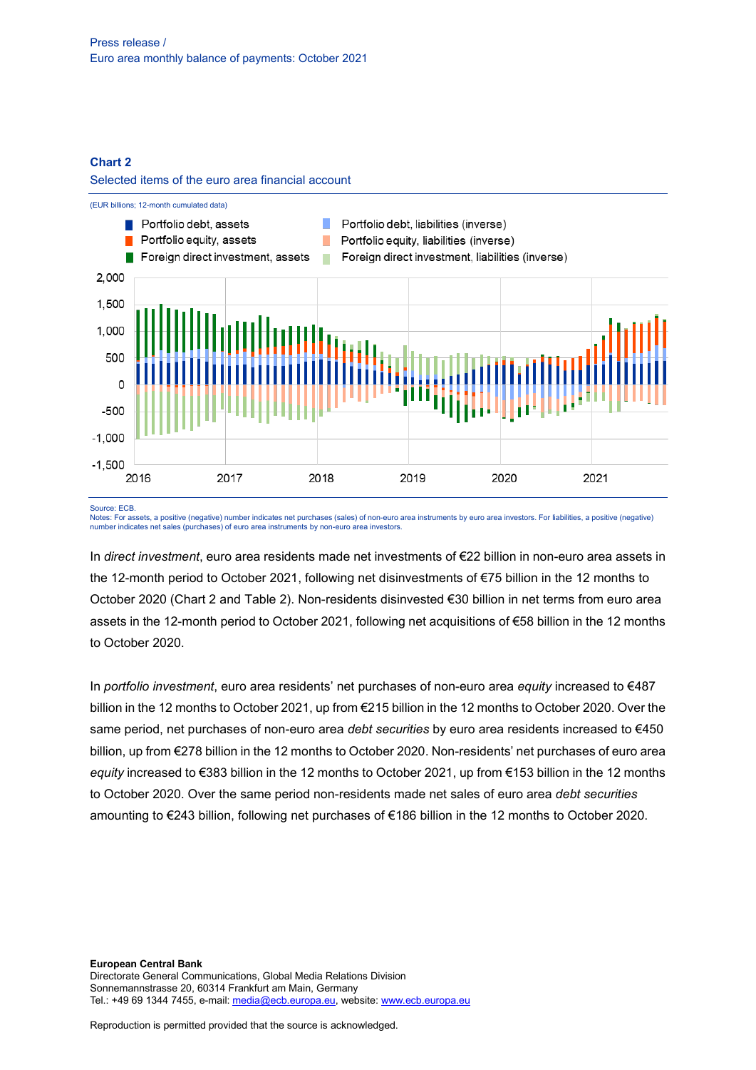Press release /
Euro area monthly balance of payments: October 2021

**Chart 2**

Selected items of the euro area financial account

(EUR billions; 12-month cumulated data)

Portfolio debt, assets
Portfolio equity, assets
Foreign direct investment, assets
Portfolio debt, liabilities (inverse)
Portfolio equity, liabilities (inverse)
Foreign direct investment, liabilities (inverse)

Source: ECB.
Notes: For assets, a positive (negative) number indicates net purchases (sales) of non-euro area instruments by euro area investors. For liabilities, a positive (negative) number indicates net sales (purchases) of euro area instruments by non-euro area investors.

In *direct investment*, euro area residents made net investments of €22 billion in non-euro area assets in the 12-month period to October 2021, following net disinvestments of €75 billion in the 12 months to October 2020 (Chart 2 and Table 2). Non-residents disinvested €30 billion in net terms from euro area assets in the 12-month period to October 2021, following net acquisitions of €58 billion in the 12 months to October 2020.

In *portfolio investment*, euro area residents' net purchases of non-euro area *equity* increased to €487 billion in the 12 months to October 2021, up from €215 billion in the 12 months to October 2020. Over the same period, net purchases of non-euro area *debt securities* by euro area residents increased to €450 billion, up from €278 billion in the 12 months to October 2020. Non-residents' net purchases of euro area *equity* increased to €383 billion in the 12 months to October 2021, up from €153 billion in the 12 months to October 2020. Over the same period non-residents made net sales of euro area *debt securities* amounting to €243 billion, following net purchases of €186 billion in the 12 months to October 2020.

**European Central Bank**
Directorate General Communications, Global Media Relations Division
Sonnemannstrasse 20, 60314 Frankfurt am Main, Germany
Tel.: +49 69 1344 7455, e-mail: media@ecb.europa.eu, website: www.ecb.europa.eu

Reproduction is permitted provided that the source is acknowledged.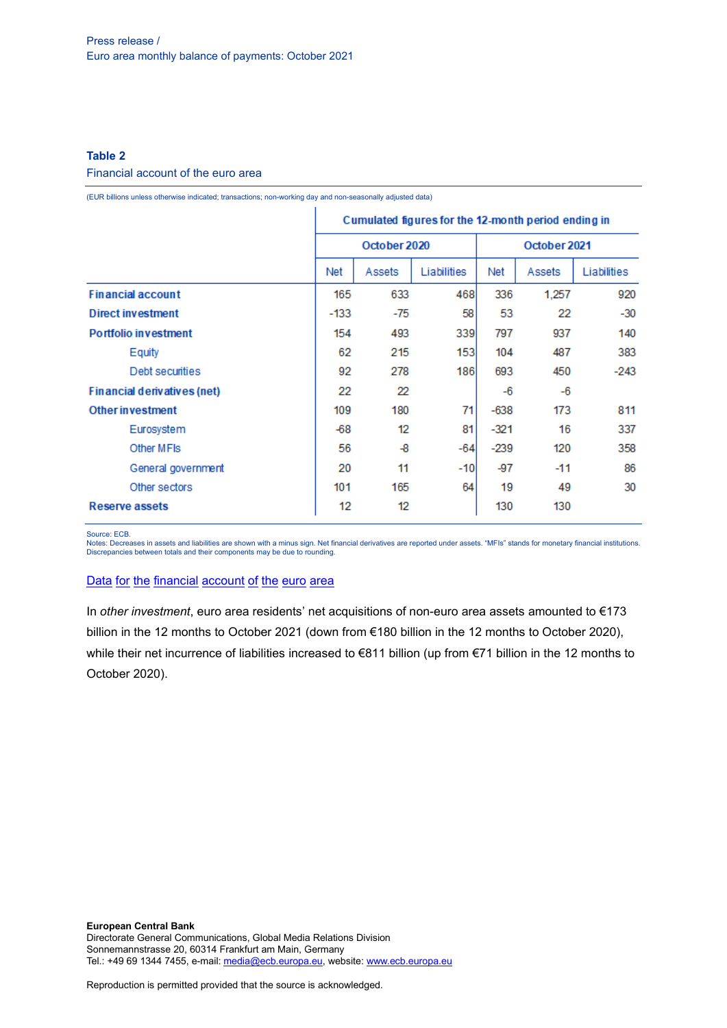Press release /
Euro area monthly balance of payments: October 2021

**Table 2**

Financial account of the euro area

(EUR billions unless otherwise indicated; transactions; non-working day and non-seasonally adjusted data)

| | Cumulated figures for the 12-month period ending in | | | | | |
|---|---|---|---|---|---|---|
| | October 2020 | | | October 2021 | | |
| | Net | Assets | Liabilities | Net | Assets | Liabilities |
| **Financial account** | 165 | 633 | 468 | 336 | 1,257 | 920 |
| **Direct investment** | -133 | -75 | 58 | 53 | 22 | -30 |
| **Portfolio investment** | 154 | 493 | 339 | 797 | 937 | 140 |
| Equity | 62 | 215 | 153 | 104 | 487 | 383 |
| Debt securities | 92 | 278 | 186 | 693 | 450 | -243 |
| **Financial derivatives (net)** | 22 | 22 | | -6 | -6 | |
| **Other investment** | 109 | 180 | 71 | -638 | 173 | 811 |
| Eurosystem | -68 | 12 | 81 | -321 | 16 | 337 |
| Other MFIs | 56 | -8 | -64 | -239 | 120 | 358 |
| General government | 20 | 11 | -10 | -97 | -11 | 86 |
| Other sectors | 101 | 165 | 64 | 19 | 49 | 30 |
| **Reserve assets** | 12 | 12 | | 130 | 130 | |

Source: ECB.
Notes: Decreases in assets and liabilities are shown with a minus sign. Net financial derivatives are reported under assets. "MFIs" stands for monetary financial institutions. Discrepancies between totals and their components may be due to rounding.

[Data for the financial account of the euro area]

In *other investment*, euro area residents' net acquisitions of non-euro area assets amounted to €173 billion in the 12 months to October 2021 (down from €180 billion in the 12 months to October 2020), while their net incurrence of liabilities increased to €811 billion (up from €71 billion in the 12 months to October 2020).

**European Central Bank**
Directorate General Communications, Global Media Relations Division
Sonnemannstrasse 20, 60314 Frankfurt am Main, Germany
Tel.: +49 69 1344 7455, e-mail: media@ecb.europa.eu, website: www.ecb.europa.eu

Reproduction is permitted provided that the source is acknowledged.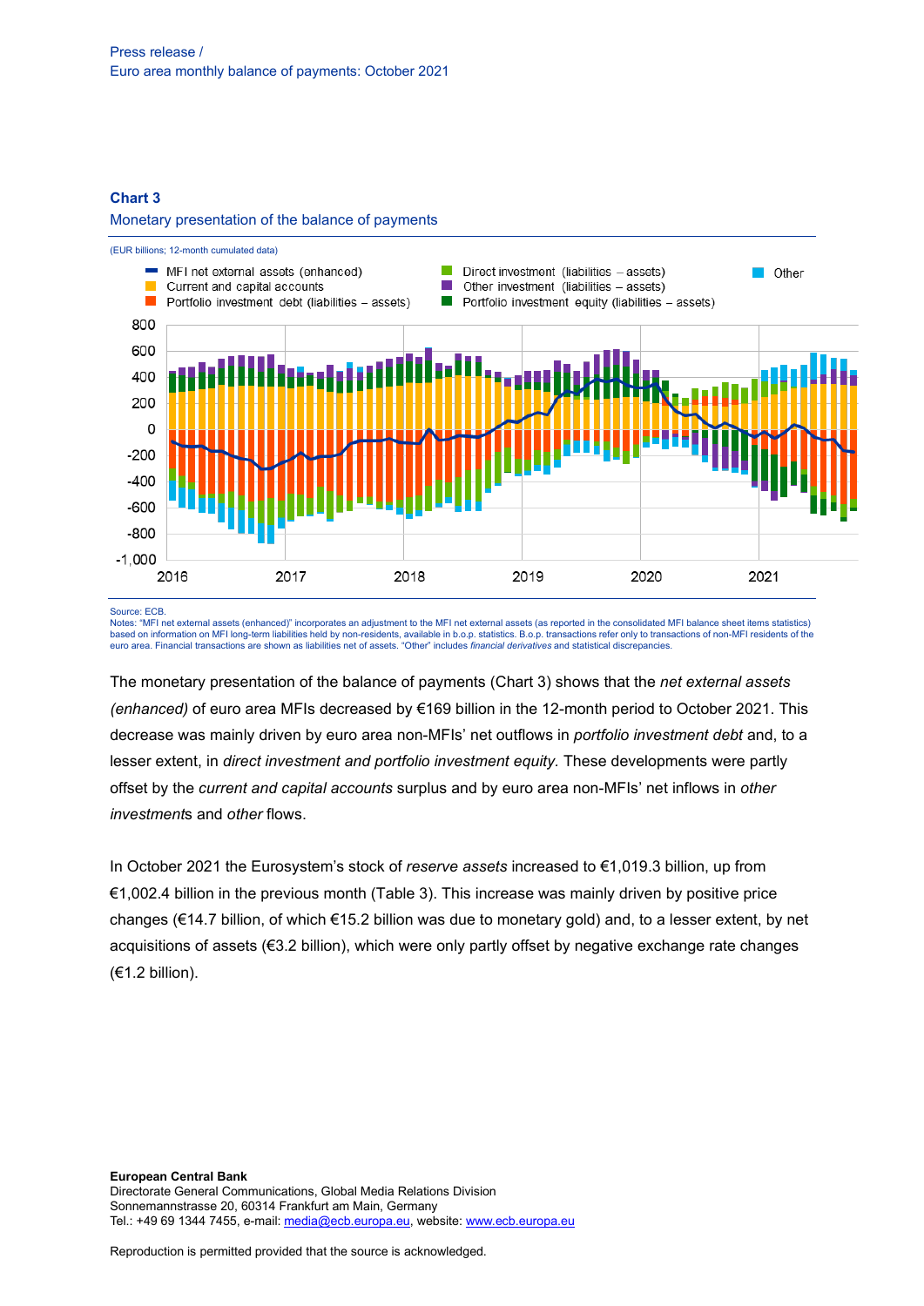Chart 3

Monetary presentation of the balance of payments

(EUR billions; 12-month cumulated data)

Source: ECB.
Notes: "MFI net external assets (enhanced)" incorporates an adjustment to the MFI net external assets (as reported in the consolidated MFI balance sheet items statistics) based on information on MFI long-term liabilities held by non-residents, available in b.o.p. statistics. B.o.p. transactions refer only to transactions of non-MFI residents of the euro area. Financial transactions are shown as liabilities net of assets. "Other" includes *financial derivatives* and statistical discrepancies.

The monetary presentation of the balance of payments (Chart 3) shows that the *net external assets (enhanced)* of euro area MFIs decreased by €169 billion in the 12-month period to October 2021. This decrease was mainly driven by euro area non-MFIs' net outflows in *portfolio investment debt* and, to a lesser extent, in *direct investment and portfolio investment equity*. These developments were partly offset by the *current and capital accounts* surplus and by euro area non-MFIs' net inflows in *other investments* and *other* flows.

In October 2021 the Eurosystem's stock of *reserve assets* increased to €1,019.3 billion, up from €1,002.4 billion in the previous month (Table 3). This increase was mainly driven by positive price changes (€14.7 billion, of which €15.2 billion was due to monetary gold) and, to a lesser extent, by net acquisitions of assets (€3.2 billion), which were only partly offset by negative exchange rate changes (€1.2 billion).

**European Central Bank**
Directorate General Communications, Global Media Relations Division
Sonnemannstrasse 20, 60314 Frankfurt am Main, Germany
Tel.: +49 69 1344 7455, e-mail: media@ecb.europa.eu, website: www.ecb.europa.eu

Reproduction is permitted provided that the source is acknowledged.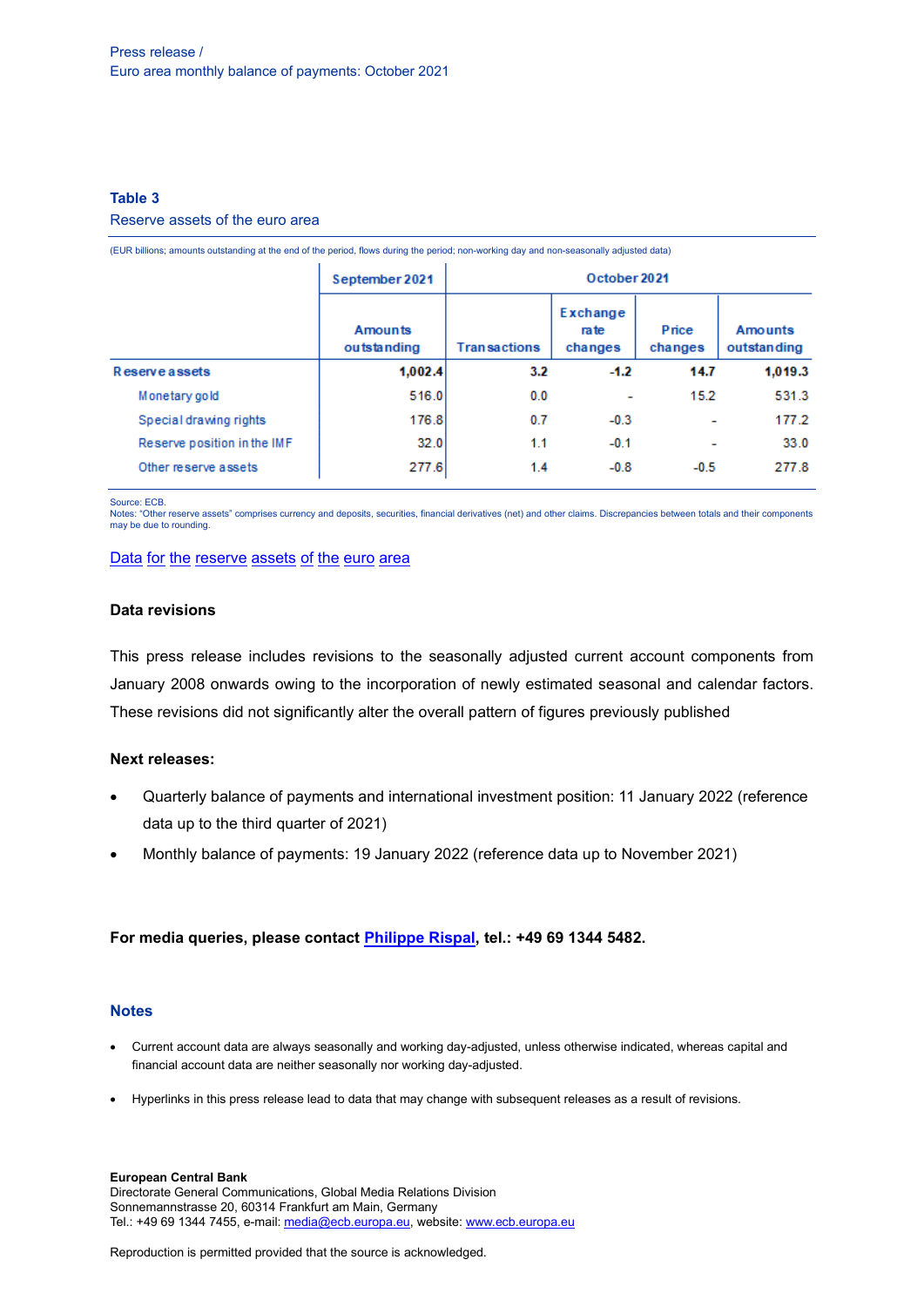Press release /
Euro area monthly balance of payments: October 2021

### Table 3

Reserve assets of the euro area

(EUR billions; amounts outstanding at the end of the period, flows during the period; non-working day and non-seasonally adjusted data)

| | September 2021 | October 2021 | | | |
|---|---|---|---|---|---|
| | Amounts outstanding | Transactions | Exchange rate changes | Price changes | Amounts outstanding |
| **Reserve assets** | **1,002.4** | **3.2** | **-1.2** | **14.7** | **1,019.3** |
| Monetary gold | 516.0 | 0.0 | - | 15.2 | 531.3 |
| Special drawing rights | 176.8 | 0.7 | -0.3 | - | 177.2 |
| Reserve position in the IMF | 32.0 | 1.1 | -0.1 | - | 33.0 |
| Other reserve assets | 277.6 | 1.4 | -0.8 | -0.5 | 277.8 |

Source: ECB.
Notes: "Other reserve assets" comprises currency and deposits, securities, financial derivatives (net) and other claims. Discrepancies between totals and their components may be due to rounding.

Data for the reserve assets of the euro area

**Data revisions**

This press release includes revisions to the seasonally adjusted current account components from January 2008 onwards owing to the incorporation of newly estimated seasonal and calendar factors. These revisions did not significantly alter the overall pattern of figures previously published

**Next releases:**

- Quarterly balance of payments and international investment position: 11 January 2022 (reference data up to the third quarter of 2021)
- Monthly balance of payments: 19 January 2022 (reference data up to November 2021)

**For media queries, please contact Philippe Rispal, tel.: +49 69 1344 5482.**

### Notes

- Current account data are always seasonally and working day-adjusted, unless otherwise indicated, whereas capital and financial account data are neither seasonally nor working day-adjusted.
- Hyperlinks in this press release lead to data that may change with subsequent releases as a result of revisions.

**European Central Bank**
Directorate General Communications, Global Media Relations Division
Sonnemannstrasse 20, 60314 Frankfurt am Main, Germany
Tel.: +49 69 1344 7455, e-mail: media@ecb.europa.eu, website: www.ecb.europa.eu

Reproduction is permitted provided that the source is acknowledged.